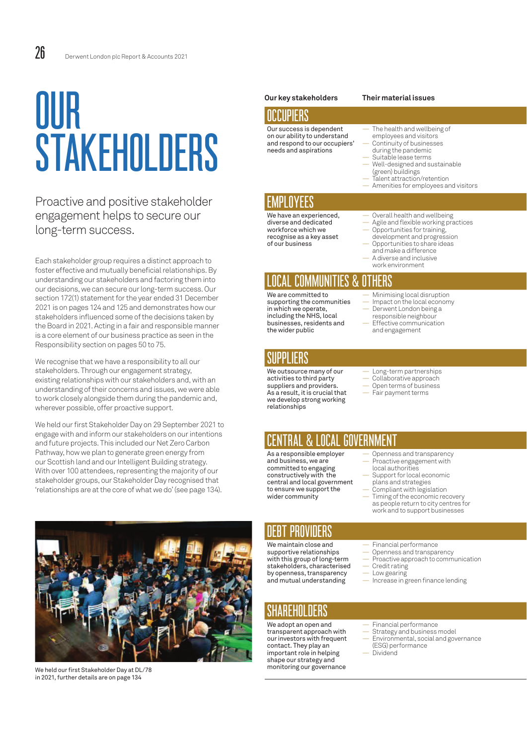# OUR STAKEHOLDERS

Proactive and positive stakeholder engagement helps to secure our long-term success.

Each stakeholder group requires a distinct approach to foster effective and mutually beneficial relationships. By understanding our stakeholders and factoring them into our decisions, we can secure our long-term success. Our section 172(1) statement for the year ended 31 December 2021 is on pages 124 and 125 and demonstrates how our stakeholders influenced some of the decisions taken by the Board in 2021. Acting in a fair and responsible manner is a core element of our business practice as seen in the Responsibility section on pages 50 to 75.

We recognise that we have a responsibility to all our stakeholders. Through our engagement strategy, existing relationships with our stakeholders and, with an understanding of their concerns and issues, we were able to work closely alongside them during the pandemic and, wherever possible, offer proactive support.

We held our first Stakeholder Day on 29 September 2021 to engage with and inform our stakeholders on our intentions and future projects. This included our Net Zero Carbon Pathway, how we plan to generate green energy from our Scottish land and our Intelligent Building strategy. With over 100 attendees, representing the majority of our stakeholder groups, our Stakeholder Day recognised that 'relationships are at the core of what we do' (see page 134).

We held our first Stakeholder Day at DL/78 in 2021, further details are on page 134

| Our key stakeholders | Their material issues |
|---|---|
| **OCCUPIERS**<br>Our success is dependent on our ability to understand and respond to our occupiers' needs and aspirations | — The health and wellbeing of employees and visitors<br>— Continuity of businesses during the pandemic<br>— Suitable lease terms<br>— Well-designed and sustainable (green) buildings<br>— Talent attraction/retention<br>— Amenities for employees and visitors |
| **EMPLOYEES**<br>We have an experienced, diverse and dedicated workforce which we recognise as a key asset of our business | — Overall health and wellbeing<br>— Agile and flexible working practices<br>— Opportunities for training, development and progression<br>— Opportunities to share ideas and make a difference<br>— A diverse and inclusive work environment |
| **LOCAL COMMUNITIES & OTHERS**<br>We are committed to supporting the communities in which we operate, including the NHS, local businesses, residents and the wider public | — Minimising local disruption<br>— Impact on the local economy<br>— Derwent London being a responsible neighbour<br>— Effective communication and engagement |
| **SUPPLIERS**<br>We outsource many of our activities to third party suppliers and providers. As a result, it is crucial that we develop strong working relationships | — Long-term partnerships<br>— Collaborative approach<br>— Open terms of business<br>— Fair payment terms |
| **CENTRAL & LOCAL GOVERNMENT**<br>As a responsible employer and business, we are committed to engaging constructively with the central and local government to ensure we support the wider community | — Openness and transparency<br>— Proactive engagement with local authorities<br>— Support for local economic plans and strategies<br>— Compliant with legislation<br>— Timing of the economic recovery as people return to city centres for work and to support businesses |
| **DEBT PROVIDERS**<br>We maintain close and supportive relationships with this group of long-term stakeholders, characterised by openness, transparency and mutual understanding | — Financial performance<br>— Openness and transparency<br>— Proactive approach to communication<br>— Credit rating<br>— Low gearing<br>— Increase in green finance lending |
| **SHAREHOLDERS**<br>We adopt an open and transparent approach with our investors with frequent contact. They play an important role in helping shape our strategy and monitoring our governance | — Financial performance<br>— Strategy and business model<br>— Environmental, social and governance (ESG) performance<br>— Dividend |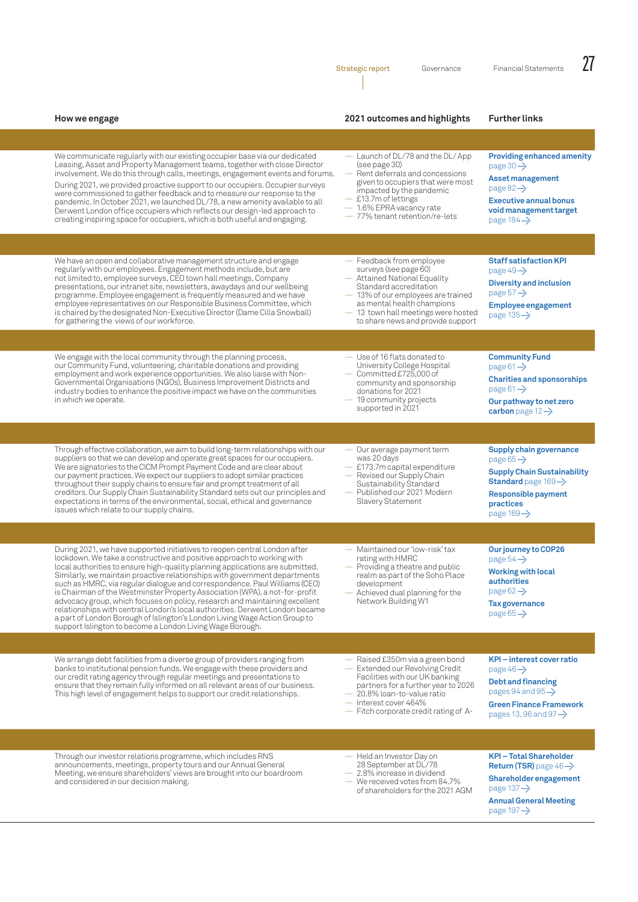| How we engage | 2021 outcomes and highlights | Further links |
|---|---|---|
| We communicate regularly with our existing occupier base via our dedicated Leasing, Asset and Property Management teams, together with close Director involvement. We do this through calls, meetings, engagement events and forums. During 2021, we provided proactive support to our occupiers. Occupier surveys were commissioned to gather feedback and to measure our response to the pandemic. In October 2021, we launched DL/78, a new amenity available to all Derwent London office occupiers which reflects our design-led approach to creating inspiring space for occupiers, which is both useful and engaging. | — Launch of DL/78 and the DL/ App (see page 30)<br>— Rent deferrals and concessions given to occupiers that were most impacted by the pandemic<br>— £13.7m of lettings<br>— 1.6% EPRA vacancy rate<br>— 77% tenant retention/re-lets | **Providing enhanced amenity** page 30 →<br>**Asset management** page 82 →<br>**Executive annual bonus void management target** page 184 → |
| We have an open and collaborative management structure and engage regularly with our employees. Engagement methods include, but are not limited to, employee surveys, CEO town hall meetings, Company presentations, our intranet site, newsletters, awaydays and our wellbeing programme. Employee engagement is frequently measured and we have employee representatives on our Responsible Business Committee, which is chaired by the designated Non-Executive Director (Dame Cilla Snowball) for gathering the views of our workforce. | — Feedback from employee surveys (see page 60)<br>— Attained National Equality Standard accreditation<br>— 13% of our employees are trained as mental health champions<br>— 13 town hall meetings were hosted to share news and provide support | **Staff satisfaction KPI** page 49 →<br>**Diversity and inclusion** page 57 →<br>**Employee engagement** page 135 → |
| We engage with the local community through the planning process, our Community Fund, volunteering, charitable donations and providing employment and work experience opportunities. We also liaise with Non-Governmental Organisations (NGOs), Business Improvement Districts and industry bodies to enhance the positive impact we have on the communities in which we operate. | — Use of 16 flats donated to University College Hospital<br>— Committed £725,000 of community and sponsorship donations for 2021<br>— 19 community projects supported in 2021 | **Community Fund** page 61 →<br>**Charities and sponsorships** page 61 →<br>**Our pathway to net zero carbon** page 12 → |
| Through effective collaboration, we aim to build long-term relationships with our suppliers so that we can develop and operate great spaces for our occupiers. We are signatories to the CICM Prompt Payment Code and are clear about our payment practices. We expect our suppliers to adopt similar practices throughout their supply chains to ensure fair and prompt treatment of all creditors. Our Supply Chain Sustainability Standard sets out our principles and expectations in terms of the environmental, social, ethical and governance issues which relate to our supply chains. | — Our average payment term was 20 days<br>— £173.7m capital expenditure<br>— Revised our Supply Chain Sustainability Standard<br>— Published our 2021 Modern Slavery Statement | **Supply chain governance** page 65 →<br>**Supply Chain Sustainability Standard** page 169 →<br>**Responsible payment practices** page 169 → |
| During 2021, we have supported initiatives to reopen central London after lockdown. We take a constructive and positive approach to working with local authorities to ensure high-quality planning applications are submitted. Similarly, we maintain proactive relationships with government departments such as HMRC, via regular dialogue and correspondence. Paul Williams (CEO) is Chairman of the Westminster Property Association (WPA), a not-for-profit advocacy group, which focuses on policy, research and maintaining excellent relationships with central London's local authorities. Derwent London became a part of London Borough of Islington's London Living Wage Action Group to support Islington to become a London Living Wage Borough. | — Maintained our 'low-risk' tax rating with HMRC<br>— Providing a theatre and public realm as part of the Soho Place development<br>— Achieved dual planning for the Network Building W1 | **Our journey to COP26** page 54 →<br>**Working with local authorities** page 62 →<br>**Tax governance** page 65 → |
| We arrange debt facilities from a diverse group of providers ranging from banks to institutional pension funds. We engage with these providers and our credit rating agency through regular meetings and presentations to ensure that they remain fully informed on all relevant areas of our business. This high level of engagement helps to support our credit relationships. | — Raised £350m via a green bond<br>— Extended our Revolving Credit Facilities with our UK banking partners for a further year to 2026<br>— 20.8% loan-to-value ratio<br>— Interest cover 464%<br>— Fitch corporate credit rating of A- | **KPI – interest cover ratio** page 46 →<br>**Debt and financing** pages 94 and 95 →<br>**Green Finance Framework** pages 13, 96 and 97 → |
| Through our investor relations programme, which includes RNS announcements, meetings, property tours and our Annual General Meeting, we ensure shareholders' views are brought into our boardroom and considered in our decision making. | — Held an Investor Day on 28 September at DL/78<br>— 2.8% increase in dividend<br>— We received votes from 84.7% of shareholders for the 2021 AGM | **KPI – Total Shareholder Return (TSR)** page 46 →<br>**Shareholder engagement** page 137 →<br>**Annual General Meeting** page 197 → |